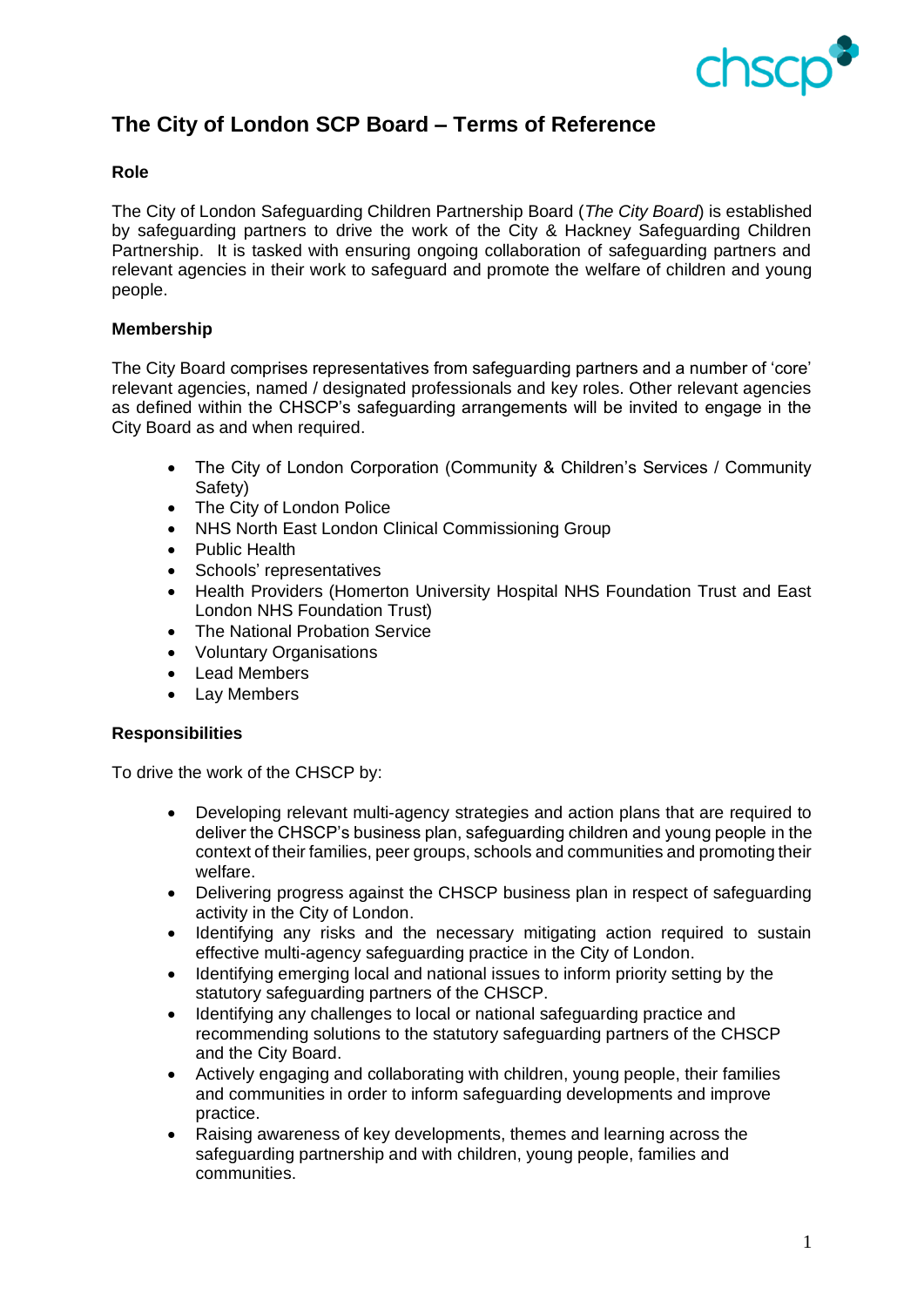# The City of London SCP Board – Terms of Reference

## Role

The City of London Safeguarding Children Partnership Board (*The City Board*) is established by safeguarding partners to drive the work of the City & Hackney Safeguarding Children Partnership. It is tasked with ensuring ongoing collaboration of safeguarding partners and relevant agencies in their work to safeguard and promote the welfare of children and young people.

## Membership

The City Board comprises representatives from safeguarding partners and a number of 'core' relevant agencies, named / designated professionals and key roles. Other relevant agencies as defined within the CHSCP's safeguarding arrangements will be invited to engage in the City Board as and when required.

- The City of London Corporation (Community & Children's Services / Community Safety)
- The City of London Police
- NHS North East London Clinical Commissioning Group
- Public Health
- Schools' representatives
- Health Providers (Homerton University Hospital NHS Foundation Trust and East London NHS Foundation Trust)
- The National Probation Service
- Voluntary Organisations
- Lead Members
- Lay Members

## Responsibilities

To drive the work of the CHSCP by:

- Developing relevant multi-agency strategies and action plans that are required to deliver the CHSCP's business plan, safeguarding children and young people in the context of their families, peer groups, schools and communities and promoting their welfare.
- Delivering progress against the CHSCP business plan in respect of safeguarding activity in the City of London.
- Identifying any risks and the necessary mitigating action required to sustain effective multi-agency safeguarding practice in the City of London.
- Identifying emerging local and national issues to inform priority setting by the statutory safeguarding partners of the CHSCP.
- Identifying any challenges to local or national safeguarding practice and recommending solutions to the statutory safeguarding partners of the CHSCP and the City Board.
- Actively engaging and collaborating with children, young people, their families and communities in order to inform safeguarding developments and improve practice.
- Raising awareness of key developments, themes and learning across the safeguarding partnership and with children, young people, families and communities.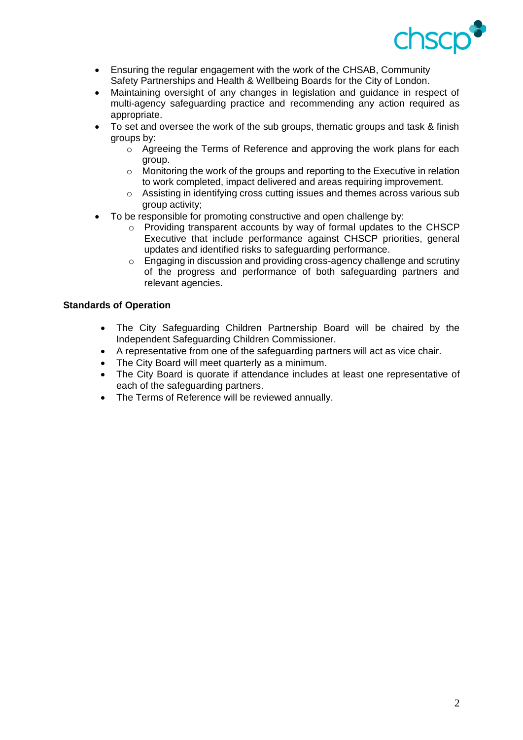- Ensuring the regular engagement with the work of the CHSAB, Community Safety Partnerships and Health & Wellbeing Boards for the City of London.
- Maintaining oversight of any changes in legislation and guidance in respect of multi-agency safeguarding practice and recommending any action required as appropriate.
- To set and oversee the work of the sub groups, thematic groups and task & finish groups by:
  - Agreeing the Terms of Reference and approving the work plans for each group.
  - Monitoring the work of the groups and reporting to the Executive in relation to work completed, impact delivered and areas requiring improvement.
  - Assisting in identifying cross cutting issues and themes across various sub group activity;
- To be responsible for promoting constructive and open challenge by:
  - Providing transparent accounts by way of formal updates to the CHSCP Executive that include performance against CHSCP priorities, general updates and identified risks to safeguarding performance.
  - Engaging in discussion and providing cross-agency challenge and scrutiny of the progress and performance of both safeguarding partners and relevant agencies.

**Standards of Operation**

- The City Safeguarding Children Partnership Board will be chaired by the Independent Safeguarding Children Commissioner.
- A representative from one of the safeguarding partners will act as vice chair.
- The City Board will meet quarterly as a minimum.
- The City Board is quorate if attendance includes at least one representative of each of the safeguarding partners.
- The Terms of Reference will be reviewed annually.